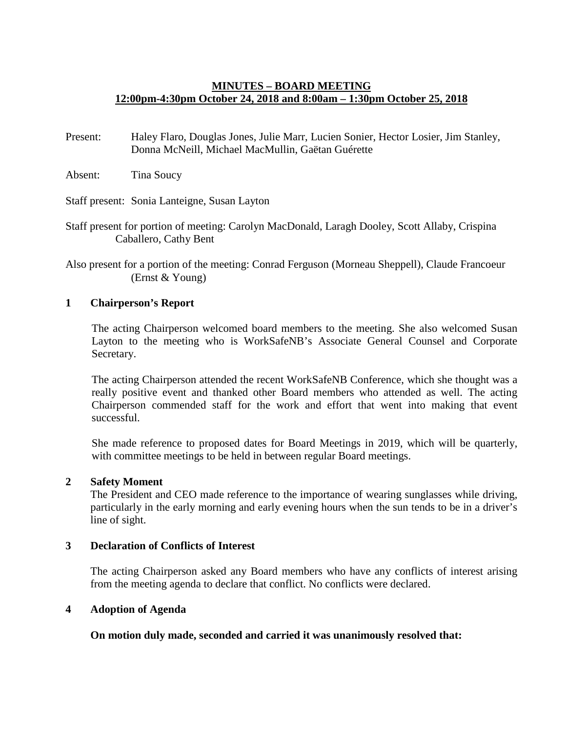# MINUTES – BOARD MEETING
## 12:00pm-4:30pm October 24, 2018 and 8:00am – 1:30pm October 25, 2018

Present: Haley Flaro, Douglas Jones, Julie Marr, Lucien Sonier, Hector Losier, Jim Stanley, Donna McNeill, Michael MacMullin, Gaëtan Guérette

Absent: Tina Soucy

Staff present: Sonia Lanteigne, Susan Layton

Staff present for portion of meeting: Carolyn MacDonald, Laragh Dooley, Scott Allaby, Crispina Caballero, Cathy Bent

Also present for a portion of the meeting: Conrad Ferguson (Morneau Sheppell), Claude Francoeur (Ernst & Young)

### 1 Chairperson's Report

The acting Chairperson welcomed board members to the meeting. She also welcomed Susan Layton to the meeting who is WorkSafeNB's Associate General Counsel and Corporate Secretary.

The acting Chairperson attended the recent WorkSafeNB Conference, which she thought was a really positive event and thanked other Board members who attended as well. The acting Chairperson commended staff for the work and effort that went into making that event successful.

She made reference to proposed dates for Board Meetings in 2019, which will be quarterly, with committee meetings to be held in between regular Board meetings.

### 2 Safety Moment

The President and CEO made reference to the importance of wearing sunglasses while driving, particularly in the early morning and early evening hours when the sun tends to be in a driver's line of sight.

### 3 Declaration of Conflicts of Interest

The acting Chairperson asked any Board members who have any conflicts of interest arising from the meeting agenda to declare that conflict. No conflicts were declared.

### 4 Adoption of Agenda

**On motion duly made, seconded and carried it was unanimously resolved that:**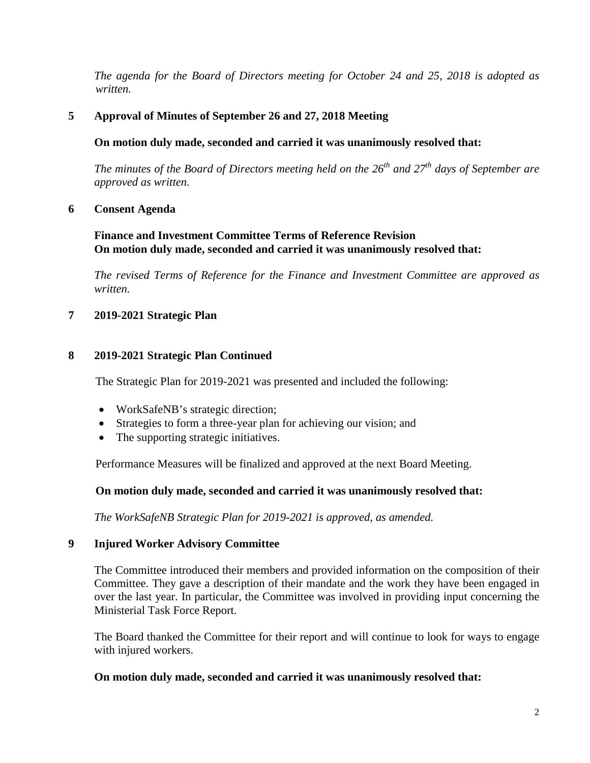*The agenda for the Board of Directors meeting for October 24 and 25, 2018 is adopted as written.*

## 5 Approval of Minutes of September 26 and 27, 2018 Meeting

**On motion duly made, seconded and carried it was unanimously resolved that:**

*The minutes of the Board of Directors meeting held on the 26th and 27th days of September are approved as written.*

## 6 Consent Agenda

**Finance and Investment Committee Terms of Reference Revision**
**On motion duly made, seconded and carried it was unanimously resolved that:**

*The revised Terms of Reference for the Finance and Investment Committee are approved as written.*

## 7 2019-2021 Strategic Plan

## 8 2019-2021 Strategic Plan Continued

The Strategic Plan for 2019-2021 was presented and included the following:

- WorkSafeNB's strategic direction;
- Strategies to form a three-year plan for achieving our vision; and
- The supporting strategic initiatives.

Performance Measures will be finalized and approved at the next Board Meeting.

**On motion duly made, seconded and carried it was unanimously resolved that:**

*The WorkSafeNB Strategic Plan for 2019-2021 is approved, as amended.*

## 9 Injured Worker Advisory Committee

The Committee introduced their members and provided information on the composition of their Committee. They gave a description of their mandate and the work they have been engaged in over the last year. In particular, the Committee was involved in providing input concerning the Ministerial Task Force Report.

The Board thanked the Committee for their report and will continue to look for ways to engage with injured workers.

**On motion duly made, seconded and carried it was unanimously resolved that:**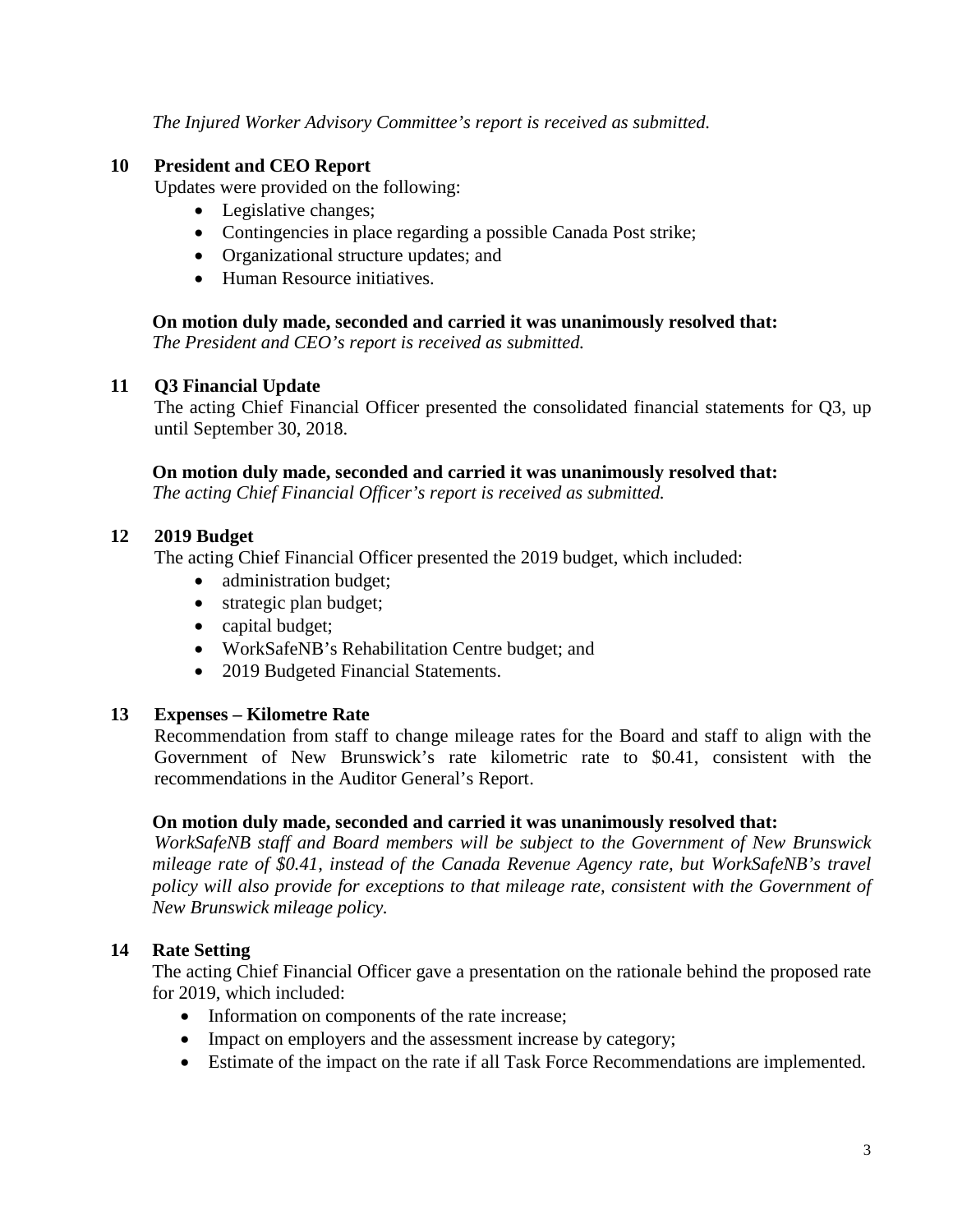*The Injured Worker Advisory Committee's report is received as submitted.*

## 10 President and CEO Report

Updates were provided on the following:

- Legislative changes;
- Contingencies in place regarding a possible Canada Post strike;
- Organizational structure updates; and
- Human Resource initiatives.

**On motion duly made, seconded and carried it was unanimously resolved that:**
*The President and CEO's report is received as submitted.*

## 11 Q3 Financial Update

The acting Chief Financial Officer presented the consolidated financial statements for Q3, up until September 30, 2018.

**On motion duly made, seconded and carried it was unanimously resolved that:**
*The acting Chief Financial Officer's report is received as submitted.*

## 12 2019 Budget

The acting Chief Financial Officer presented the 2019 budget, which included:

- administration budget;
- strategic plan budget;
- capital budget;
- WorkSafeNB's Rehabilitation Centre budget; and
- 2019 Budgeted Financial Statements.

## 13 Expenses – Kilometre Rate

Recommendation from staff to change mileage rates for the Board and staff to align with the Government of New Brunswick's rate kilometric rate to $0.41, consistent with the recommendations in the Auditor General's Report.

**On motion duly made, seconded and carried it was unanimously resolved that:**
*WorkSafeNB staff and Board members will be subject to the Government of New Brunswick mileage rate of $0.41, instead of the Canada Revenue Agency rate, but WorkSafeNB's travel policy will also provide for exceptions to that mileage rate, consistent with the Government of New Brunswick mileage policy.*

## 14 Rate Setting

The acting Chief Financial Officer gave a presentation on the rationale behind the proposed rate for 2019, which included:

- Information on components of the rate increase;
- Impact on employers and the assessment increase by category;
- Estimate of the impact on the rate if all Task Force Recommendations are implemented.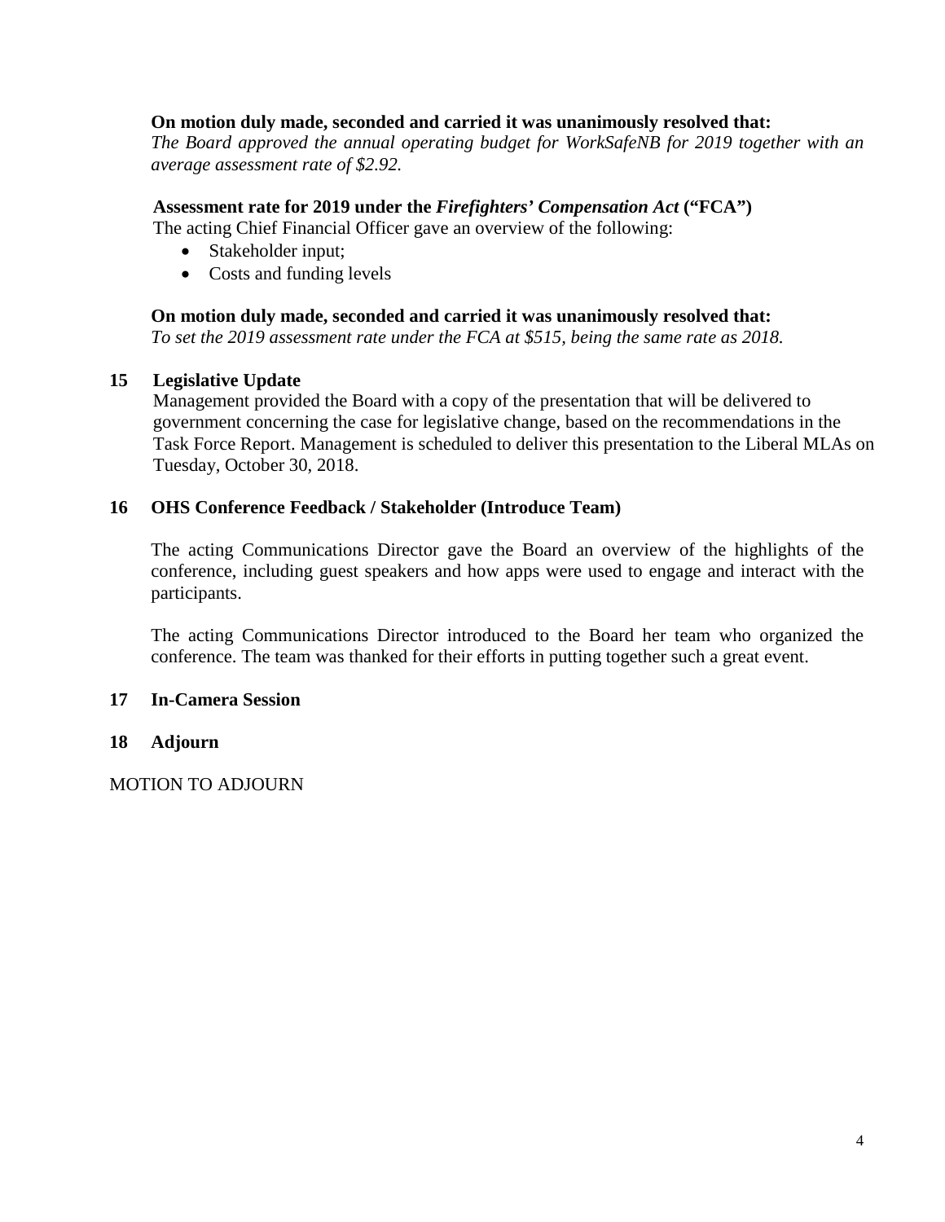**On motion duly made, seconded and carried it was unanimously resolved that:**
*The Board approved the annual operating budget for WorkSafeNB for 2019 together with an average assessment rate of $2.92.*

**Assessment rate for 2019 under the *Firefighters' Compensation Act* ("FCA")**
The acting Chief Financial Officer gave an overview of the following:

- Stakeholder input;
- Costs and funding levels

**On motion duly made, seconded and carried it was unanimously resolved that:**
*To set the 2019 assessment rate under the FCA at $515, being the same rate as 2018.*

## 15 Legislative Update

Management provided the Board with a copy of the presentation that will be delivered to government concerning the case for legislative change, based on the recommendations in the Task Force Report. Management is scheduled to deliver this presentation to the Liberal MLAs on Tuesday, October 30, 2018.

## 16 OHS Conference Feedback / Stakeholder (Introduce Team)

The acting Communications Director gave the Board an overview of the highlights of the conference, including guest speakers and how apps were used to engage and interact with the participants.

The acting Communications Director introduced to the Board her team who organized the conference. The team was thanked for their efforts in putting together such a great event.

## 17 In-Camera Session

## 18 Adjourn

MOTION TO ADJOURN